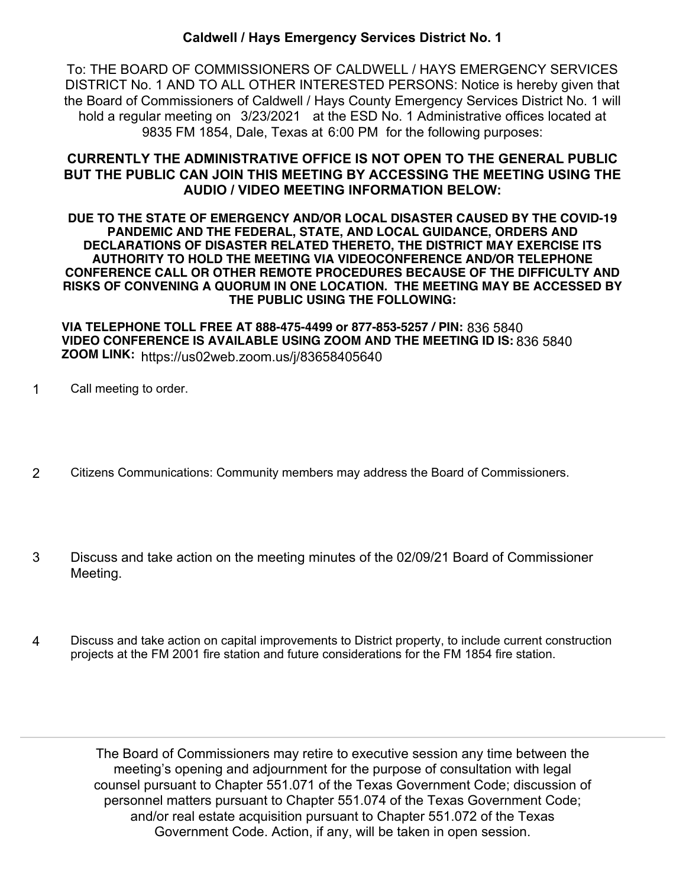## Caldwell / Hays Emergency Services District No. 1

To: THE BOARD OF COMMISSIONERS OF CALDWELL / HAYS EMERGENCY SERVICES DISTRICT No. 1 AND TO ALL OTHER INTERESTED PERSONS: Notice is hereby given that the Board of Commissioners of Caldwell / Hays County Emergency Services District No. 1 will hold a regular meeting on 3/23/2021 at the ESD No. 1 Administrative offices located at 9835 FM 1854, Dale, Texas at 6:00 PM for the following purposes:

**CURRENTLY THE ADMINISTRATIVE OFFICE IS NOT OPEN TO THE GENERAL PUBLIC BUT THE PUBLIC CAN JOIN THIS MEETING BY ACCESSING THE MEETING USING THE AUDIO / VIDEO MEETING INFORMATION BELOW:**

**DUE TO THE STATE OF EMERGENCY AND/OR LOCAL DISASTER CAUSED BY THE COVID-19 PANDEMIC AND THE FEDERAL, STATE, AND LOCAL GUIDANCE, ORDERS AND DECLARATIONS OF DISASTER RELATED THERETO, THE DISTRICT MAY EXERCISE ITS AUTHORITY TO HOLD THE MEETING VIA VIDEOCONFERENCE AND/OR TELEPHONE CONFERENCE CALL OR OTHER REMOTE PROCEDURES BECAUSE OF THE DIFFICULTY AND RISKS OF CONVENING A QUORUM IN ONE LOCATION. THE MEETING MAY BE ACCESSED BY THE PUBLIC USING THE FOLLOWING:**

**VIA TELEPHONE TOLL FREE AT 888-475-4499 or 877-853-5257 / PIN:** 836 5840
**VIDEO CONFERENCE IS AVAILABLE USING ZOOM AND THE MEETING ID IS:** 836 5840
**ZOOM LINK:** https://us02web.zoom.us/j/83658405640

1. Call meeting to order.

2. Citizens Communications: Community members may address the Board of Commissioners.

3. Discuss and take action on the meeting minutes of the 02/09/21 Board of Commissioner Meeting.

4. Discuss and take action on capital improvements to District property, to include current construction projects at the FM 2001 fire station and future considerations for the FM 1854 fire station.

---

The Board of Commissioners may retire to executive session any time between the meeting's opening and adjournment for the purpose of consultation with legal counsel pursuant to Chapter 551.071 of the Texas Government Code; discussion of personnel matters pursuant to Chapter 551.074 of the Texas Government Code; and/or real estate acquisition pursuant to Chapter 551.072 of the Texas Government Code. Action, if any, will be taken in open session.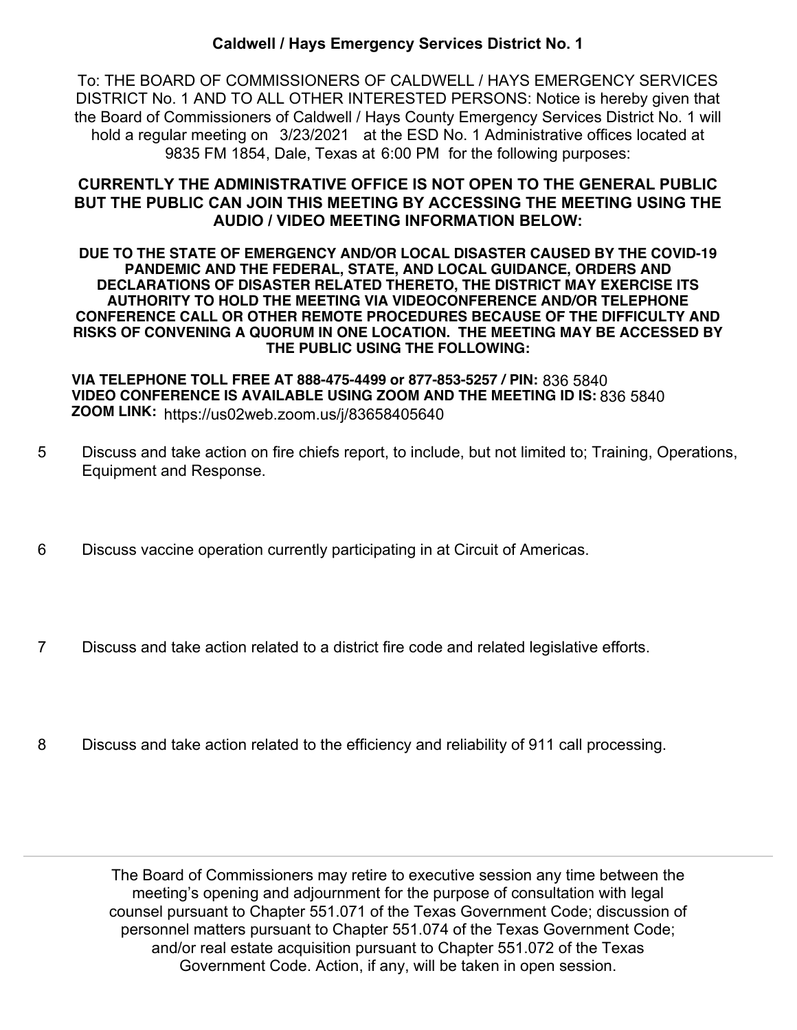**Caldwell / Hays Emergency Services District No. 1**

To: THE BOARD OF COMMISSIONERS OF CALDWELL / HAYS EMERGENCY SERVICES DISTRICT No. 1 AND TO ALL OTHER INTERESTED PERSONS: Notice is hereby given that the Board of Commissioners of Caldwell / Hays County Emergency Services District No. 1 will hold a regular meeting on 3/23/2021 at the ESD No. 1 Administrative offices located at 9835 FM 1854, Dale, Texas at 6:00 PM for the following purposes:

**CURRENTLY THE ADMINISTRATIVE OFFICE IS NOT OPEN TO THE GENERAL PUBLIC BUT THE PUBLIC CAN JOIN THIS MEETING BY ACCESSING THE MEETING USING THE AUDIO / VIDEO MEETING INFORMATION BELOW:**

**DUE TO THE STATE OF EMERGENCY AND/OR LOCAL DISASTER CAUSED BY THE COVID-19 PANDEMIC AND THE FEDERAL, STATE, AND LOCAL GUIDANCE, ORDERS AND DECLARATIONS OF DISASTER RELATED THERETO, THE DISTRICT MAY EXERCISE ITS AUTHORITY TO HOLD THE MEETING VIA VIDEOCONFERENCE AND/OR TELEPHONE CONFERENCE CALL OR OTHER REMOTE PROCEDURES BECAUSE OF THE DIFFICULTY AND RISKS OF CONVENING A QUORUM IN ONE LOCATION. THE MEETING MAY BE ACCESSED BY THE PUBLIC USING THE FOLLOWING:**

**VIA TELEPHONE TOLL FREE AT 888-475-4499 or 877-853-5257 / PIN:** 836 5840
**VIDEO CONFERENCE IS AVAILABLE USING ZOOM AND THE MEETING ID IS:** 836 5840
**ZOOM LINK:** https://us02web.zoom.us/j/83658405640

5 Discuss and take action on fire chiefs report, to include, but not limited to; Training, Operations, Equipment and Response.

6 Discuss vaccine operation currently participating in at Circuit of Americas.

7 Discuss and take action related to a district fire code and related legislative efforts.

8 Discuss and take action related to the efficiency and reliability of 911 call processing.

---

The Board of Commissioners may retire to executive session any time between the meeting's opening and adjournment for the purpose of consultation with legal counsel pursuant to Chapter 551.071 of the Texas Government Code; discussion of personnel matters pursuant to Chapter 551.074 of the Texas Government Code; and/or real estate acquisition pursuant to Chapter 551.072 of the Texas Government Code. Action, if any, will be taken in open session.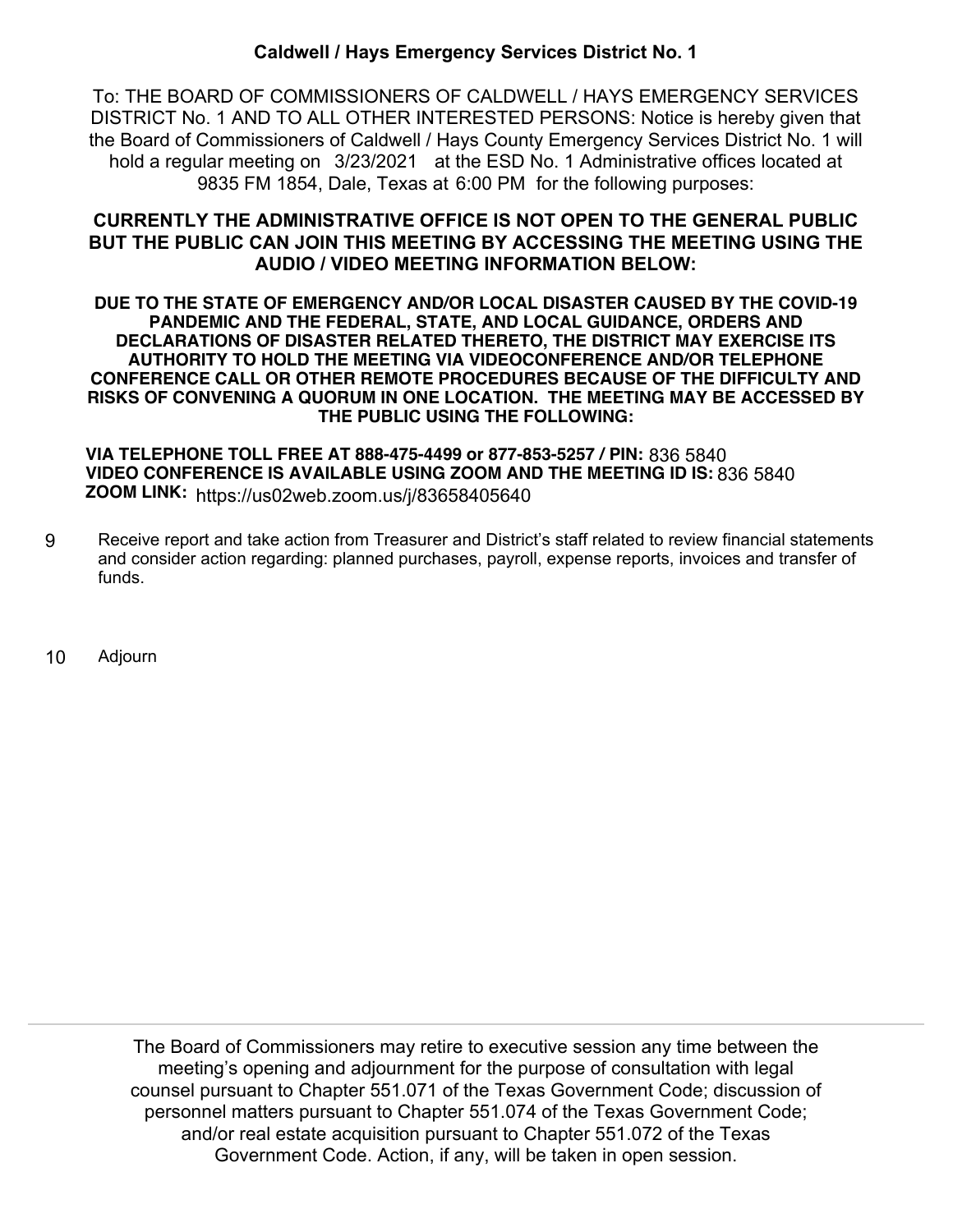**Caldwell / Hays Emergency Services District No. 1**

To: THE BOARD OF COMMISSIONERS OF CALDWELL / HAYS EMERGENCY SERVICES DISTRICT No. 1 AND TO ALL OTHER INTERESTED PERSONS: Notice is hereby given that the Board of Commissioners of Caldwell / Hays County Emergency Services District No. 1 will hold a regular meeting on 3/23/2021 at the ESD No. 1 Administrative offices located at 9835 FM 1854, Dale, Texas at 6:00 PM for the following purposes:

**CURRENTLY THE ADMINISTRATIVE OFFICE IS NOT OPEN TO THE GENERAL PUBLIC BUT THE PUBLIC CAN JOIN THIS MEETING BY ACCESSING THE MEETING USING THE AUDIO / VIDEO MEETING INFORMATION BELOW:**

**DUE TO THE STATE OF EMERGENCY AND/OR LOCAL DISASTER CAUSED BY THE COVID-19 PANDEMIC AND THE FEDERAL, STATE, AND LOCAL GUIDANCE, ORDERS AND DECLARATIONS OF DISASTER RELATED THERETO, THE DISTRICT MAY EXERCISE ITS AUTHORITY TO HOLD THE MEETING VIA VIDEOCONFERENCE AND/OR TELEPHONE CONFERENCE CALL OR OTHER REMOTE PROCEDURES BECAUSE OF THE DIFFICULTY AND RISKS OF CONVENING A QUORUM IN ONE LOCATION. THE MEETING MAY BE ACCESSED BY THE PUBLIC USING THE FOLLOWING:**

**VIA TELEPHONE TOLL FREE AT 888-475-4499 or 877-853-5257 / PIN:** 836 5840
**VIDEO CONFERENCE IS AVAILABLE USING ZOOM AND THE MEETING ID IS:** 836 5840
**ZOOM LINK:** https://us02web.zoom.us/j/83658405640

9 Receive report and take action from Treasurer and District's staff related to review financial statements and consider action regarding: planned purchases, payroll, expense reports, invoices and transfer of funds.

10 Adjourn

---

The Board of Commissioners may retire to executive session any time between the meeting's opening and adjournment for the purpose of consultation with legal counsel pursuant to Chapter 551.071 of the Texas Government Code; discussion of personnel matters pursuant to Chapter 551.074 of the Texas Government Code; and/or real estate acquisition pursuant to Chapter 551.072 of the Texas Government Code. Action, if any, will be taken in open session.